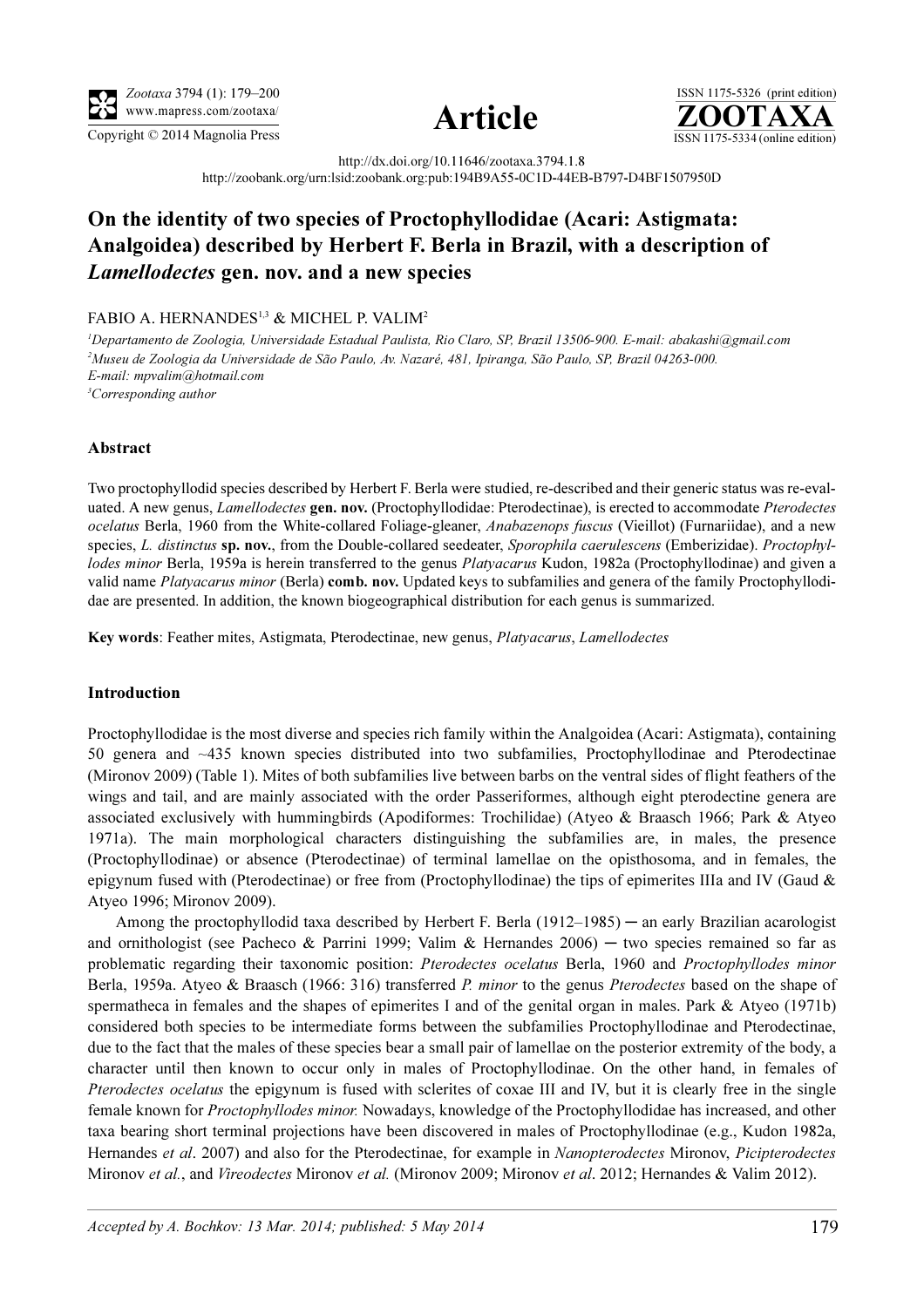http://dx.doi.org/10.11646/zootaxa.3794.1.8

http://zoobank.org/urn:lsid:zoobank.org:pub:194B9A55-0C1D-44EB-B797-D4BF1507950D

# On the identity of two species of Proctophyllodidae (Acari: Astigmata: Analgoidea) described by Herbert F. Berla in Brazil, with a description of *Lamellodectes* gen. nov. and a new species

FABIO A. HERNANDES[1,3] & MICHEL P. VALIM[2]

[1]Departamento de Zoologia, Universidade Estadual Paulista, Rio Claro, SP, Brazil 13506-900. E-mail: abakashi@gmail.com

[2]Museu de Zoologia da Universidade de São Paulo, Av. Nazaré, 481, Ipiranga, São Paulo, SP, Brazil 04263-000. E-mail: mpvalim@hotmail.com

[3]Corresponding author

## Abstract

Two proctophyllodid species described by Herbert F. Berla were studied, re-described and their generic status was re-evaluated. A new genus, *Lamellodectes* **gen. nov.** (Proctophyllodidae: Pterodectinae), is erected to accommodate *Pterodectes ocelatus* Berla, 1960 from the White-collared Foliage-gleaner, *Anabazenops fuscus* (Vieillot) (Furnariidae), and a new species, *L. distinctus* **sp. nov.**, from the Double-collared seedeater, *Sporophila caerulescens* (Emberizidae). *Proctophyllodes minor* Berla, 1959a is herein transferred to the genus *Platyacarus* Kudon, 1982a (Proctophyllodinae) and given a valid name *Platyacarus minor* (Berla) **comb. nov.** Updated keys to subfamilies and genera of the family Proctophyllodidae are presented. In addition, the known biogeographical distribution for each genus is summarized.

**Key words**: Feather mites, Astigmata, Pterodectinae, new genus, *Platyacarus*, *Lamellodectes*

## Introduction

Proctophyllodidae is the most diverse and species rich family within the Analgoidea (Acari: Astigmata), containing 50 genera and ~435 known species distributed into two subfamilies, Proctophyllodinae and Pterodectinae (Mironov 2009) (Table 1). Mites of both subfamilies live between barbs on the ventral sides of flight feathers of the wings and tail, and are mainly associated with the order Passeriformes, although eight pterodectine genera are associated exclusively with hummingbirds (Apodiformes: Trochilidae) (Atyeo & Braasch 1966; Park & Atyeo 1971a). The main morphological characters distinguishing the subfamilies are, in males, the presence (Proctophyllodinae) or absence (Pterodectinae) of terminal lamellae on the opisthosoma, and in females, the epigynum fused with (Pterodectinae) or free from (Proctophyllodinae) the tips of epimerites IIIa and IV (Gaud & Atyeo 1996; Mironov 2009).

Among the proctophyllodid taxa described by Herbert F. Berla (1912–1985) ─ an early Brazilian acarologist and ornithologist (see Pacheco & Parrini 1999; Valim & Hernandes 2006) ─ two species remained so far as problematic regarding their taxonomic position: *Pterodectes ocelatus* Berla, 1960 and *Proctophyllodes minor* Berla, 1959a. Atyeo & Braasch (1966: 316) transferred *P. minor* to the genus *Pterodectes* based on the shape of spermatheca in females and the shapes of epimerites I and of the genital organ in males. Park & Atyeo (1971b) considered both species to be intermediate forms between the subfamilies Proctophyllodinae and Pterodectinae, due to the fact that the males of these species bear a small pair of lamellae on the posterior extremity of the body, a character until then known to occur only in males of Proctophyllodinae. On the other hand, in females of *Pterodectes ocelatus* the epigynum is fused with sclerites of coxae III and IV, but it is clearly free in the single female known for *Proctophyllodes minor.* Nowadays, knowledge of the Proctophyllodidae has increased, and other taxa bearing short terminal projections have been discovered in males of Proctophyllodinae (e.g., Kudon 1982a, Hernandes *et al*. 2007) and also for the Pterodectinae, for example in *Nanopterodectes* Mironov, *Picipterodectes* Mironov *et al.*, and *Vireodectes* Mironov *et al.* (Mironov 2009; Mironov *et al*. 2012; Hernandes & Valim 2012).

*Accepted by A. Bochkov: 13 Mar. 2014; published: 5 May 2014*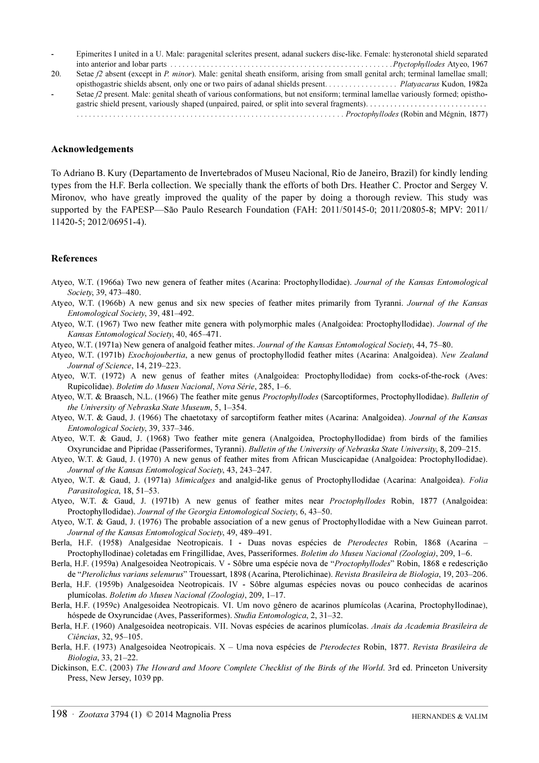- Epimerites I united in a U. Male: paragenital sclerites present, adanal suckers disc-like. Female: hysteronotal shield separated into anterior and lobar parts . . . . . . . . . . . . . . . . . . . . . . . . . . . . . . . . . . . . . . . . . . . . . . . . . . . . . . *Ptyctophyllodes* Atyeo, 1967

20. Setae *f2* absent (except in *P. minor*). Male: genital sheath ensiform, arising from small genital arch; terminal lamellae small; opisthogastric shields absent, only one or two pairs of adanal shields present. . . . . . . . . . . . . . . . . . *Platyacarus* Kudon, 1982a

- Setae *f2* present. Male: genital sheath of various conformations, but not ensiform; terminal lamellae variously formed; opisthogastric shield present, variously shaped (unpaired, paired, or split into several fragments). . . . . . . . . . . . . . . . . . . . . . . . . . . . . . . . . . . . . . . . . . . . . . . . . . . . . . . . . . . . . . . . . . . . . . . . . . . . . . . . . . . . . . . . . . . . . . . . . . . *Proctophyllodes* (Robin and Mégnin, 1877)

## Acknowledgements

To Adriano B. Kury (Departamento de Invertebrados of Museu Nacional, Rio de Janeiro, Brazil) for kindly lending types from the H.F. Berla collection. We specially thank the efforts of both Drs. Heather C. Proctor and Sergey V. Mironov, who have greatly improved the quality of the paper by doing a thorough review. This study was supported by the FAPESP—São Paulo Research Foundation (FAH: 2011/50145-0; 2011/20805-8; MPV: 2011/11420-5; 2012/06951-4).

## References

Atyeo, W.T. (1966a) Two new genera of feather mites (Acarina: Proctophyllodidae). *Journal of the Kansas Entomological Society*, 39, 473–480.

Atyeo, W.T. (1966b) A new genus and six new species of feather mites primarily from Tyranni. *Journal of the Kansas Entomological Society*, 39, 481–492.

Atyeo, W.T. (1967) Two new feather mite genera with polymorphic males (Analgoidea: Proctophyllodidae). *Journal of the Kansas Entomological Society*, 40, 465–471.

Atyeo, W.T. (1971a) New genera of analgoid feather mites. *Journal of the Kansas Entomological Society*, 44, 75–80.

Atyeo, W.T. (1971b) *Exochojoubertia*, a new genus of proctophyllodid feather mites (Acarina: Analgoidea). *New Zealand Journal of Science*, 14, 219–223.

Atyeo, W.T. (1972) A new genus of feather mites (Analgoidea: Proctophyllodidae) from cocks-of-the-rock (Aves: Rupicolidae). *Boletim do Museu Nacional*, *Nova Série*, 285, 1–6.

Atyeo, W.T. & Braasch, N.L. (1966) The feather mite genus *Proctophyllodes* (Sarcoptiformes, Proctophyllodidae). *Bulletin of the University of Nebraska State Museum*, 5, 1–354.

Atyeo, W.T. & Gaud, J. (1966) The chaetotaxy of sarcoptiform feather mites (Acarina: Analgoidea). *Journal of the Kansas Entomological Society*, 39, 337–346.

Atyeo, W.T. & Gaud, J. (1968) Two feather mite genera (Analgoidea, Proctophyllodidae) from birds of the families Oxyruncidae and Pipridae (Passeriformes, Tyranni). *Bulletin of the University of Nebraska State University*, 8, 209–215.

Atyeo, W.T. & Gaud, J. (1970) A new genus of feather mites from African Muscicapidae (Analgoidea: Proctophyllodidae). *Journal of the Kansas Entomological Society*, 43, 243–247.

Atyeo, W.T. & Gaud, J. (1971a) *Mimicalges* and analgid-like genus of Proctophyllodidae (Acarina: Analgoidea). *Folia Parasitologica*, 18, 51–53.

Atyeo, W.T. & Gaud, J. (1971b) A new genus of feather mites near *Proctophyllodes* Robin, 1877 (Analgoidea: Proctophyllodidae). *Journal of the Georgia Entomological Society*, 6, 43–50.

Atyeo, W.T. & Gaud, J. (1976) The probable association of a new genus of Proctophyllodidae with a New Guinean parrot. *Journal of the Kansas Entomological Society*, 49, 489–491.

Berla, H.F. (1958) Analgesidae Neotropicais. I - Duas novas espécies de *Pterodectes* Robin, 1868 (Acarina – Proctophyllodinae) coletadas em Fringillidae, Aves, Passeriformes. *Boletim do Museu Nacional (Zoologia)*, 209, 1–6.

Berla, H.F. (1959a) Analgesoidea Neotropicais. V - Sôbre uma espécie nova de "*Proctophyllodes*" Robin, 1868 e redescrição de "*Pterolichus varians selenurus*" Trouessart, 1898 (Acarina, Pterolichinae). *Revista Brasileira de Biologia*, 19, 203–206.

Berla, H.F. (1959b) Analgesoidea Neotropicais. IV - Sôbre algumas espécies novas ou pouco conhecidas de acarinos plumícolas. *Boletim do Museu Nacional (Zoologia)*, 209, 1–17.

Berla, H.F. (1959c) Analgesoidea Neotropicais. VI. Um novo gênero de acarinos plumícolas (Acarina, Proctophyllodinae), hóspede de Oxyruncidae (Aves, Passeriformes). *Studia Entomologica*, 2, 31–32.

Berla, H.F. (1960) Analgesoidea neotropicais. VII. Novas espécies de acarinos plumícolas. *Anais da Academia Brasileira de Ciências*, 32, 95–105.

Berla, H.F. (1973) Analgesoidea Neotropicais. X – Uma nova espécies de *Pterodectes* Robin, 1877. *Revista Brasileira de Biologia*, 33, 21–22.

Dickinson, E.C. (2003) *The Howard and Moore Complete Checklist of the Birds of the World*. 3rd ed. Princeton University Press, New Jersey, 1039 pp.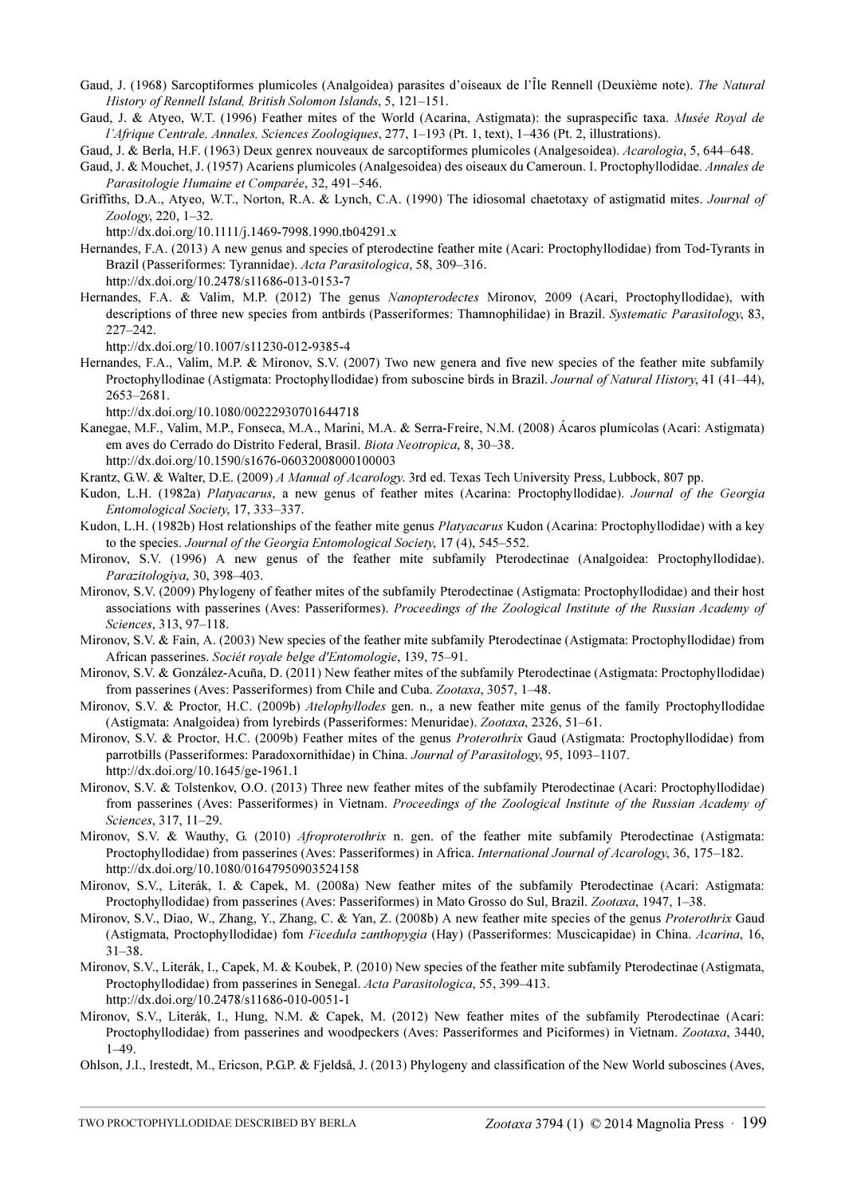Gaud, J. (1968) Sarcoptiformes plumicoles (Analgoidea) parasites d'oiseaux de l'Île Rennell (Deuxième note). *The Natural History of Rennell Island, British Solomon Islands*, 5, 121–151.

Gaud, J. & Atyeo, W.T. (1996) Feather mites of the World (Acarina, Astigmata): the supraspecific taxa. *Musée Royal de l'Afrique Centrale, Annales, Sciences Zoologiques*, 277, 1–193 (Pt. 1, text), 1–436 (Pt. 2, illustrations).

Gaud, J. & Berla, H.F. (1963) Deux genrex nouveaux de sarcoptiformes plumicoles (Analgesoidea). *Acarologia*, 5, 644–648.

Gaud, J. & Mouchet, J. (1957) Acariens plumicoles (Analgesoidea) des oiseaux du Cameroun. I. Proctophyllodidae. *Annales de Parasitologie Humaine et Comparée*, 32, 491–546.

Griffiths, D.A., Atyeo, W.T., Norton, R.A. & Lynch, C.A. (1990) The idiosomal chaetotaxy of astigmatid mites. *Journal of Zoology*, 220, 1–32.
http://dx.doi.org/10.1111/j.1469-7998.1990.tb04291.x

Hernandes, F.A. (2013) A new genus and species of pterodectine feather mite (Acari: Proctophyllodidae) from Tod-Tyrants in Brazil (Passeriformes: Tyrannidae). *Acta Parasitologica*, 58, 309–316.
http://dx.doi.org/10.2478/s11686-013-0153-7

Hernandes, F.A. & Valim, M.P. (2012) The genus *Nanopterodectes* Mironov, 2009 (Acari, Proctophyllodidae), with descriptions of three new species from antbirds (Passeriformes: Thamnophilidae) in Brazil. *Systematic Parasitology*, 83, 227–242.
http://dx.doi.org/10.1007/s11230-012-9385-4

Hernandes, F.A., Valim, M.P. & Mironov, S.V. (2007) Two new genera and five new species of the feather mite subfamily Proctophyllodinae (Astigmata: Proctophyllodidae) from suboscine birds in Brazil. *Journal of Natural History*, 41 (41–44), 2653–2681.
http://dx.doi.org/10.1080/00222930701644718

Kanegae, M.F., Valim, M.P., Fonseca, M.A., Marini, M.A. & Serra-Freire, N.M. (2008) Ácaros plumícolas (Acari: Astigmata) em aves do Cerrado do Distrito Federal, Brasil. *Biota Neotropica*, 8, 30–38.
http://dx.doi.org/10.1590/s1676-06032008000100003

Krantz, G.W. & Walter, D.E. (2009) *A Manual of Acarology*. 3rd ed. Texas Tech University Press, Lubbock, 807 pp.

Kudon, L.H. (1982a) *Platyacarus*, a new genus of feather mites (Acarina: Proctophyllodidae). *Journal of the Georgia Entomological Society*, 17, 333–337.

Kudon, L.H. (1982b) Host relationships of the feather mite genus *Platyacarus* Kudon (Acarina: Proctophyllodidae) with a key to the species. *Journal of the Georgia Entomological Society*, 17 (4), 545–552.

Mironov, S.V. (1996) A new genus of the feather mite subfamily Pterodectinae (Analgoidea: Proctophyllodidae). *Parazitologiya*, 30, 398–403.

Mironov, S.V. (2009) Phylogeny of feather mites of the subfamily Pterodectinae (Astigmata: Proctophyllodidae) and their host associations with passerines (Aves: Passeriformes). *Proceedings of the Zoological Institute of the Russian Academy of Sciences*, 313, 97–118.

Mironov, S.V. & Fain, A. (2003) New species of the feather mite subfamily Pterodectinae (Astigmata: Proctophyllodidae) from African passerines. *Sociét royale belge d'Entomologie*, 139, 75–91.

Mironov, S.V. & González-Acuña, D. (2011) New feather mites of the subfamily Pterodectinae (Astigmata: Proctophyllodidae) from passerines (Aves: Passeriformes) from Chile and Cuba. *Zootaxa*, 3057, 1–48.

Mironov, S.V. & Proctor, H.C. (2009b) *Atelophyllodes* gen. n., a new feather mite genus of the family Proctophyllodidae (Astigmata: Analgoidea) from lyrebirds (Passeriformes: Menuridae). *Zootaxa*, 2326, 51–61.

Mironov, S.V. & Proctor, H.C. (2009b) Feather mites of the genus *Proterothrix* Gaud (Astigmata: Proctophyllodidae) from parrotbills (Passeriformes: Paradoxornithidae) in China. *Journal of Parasitology*, 95, 1093–1107.
http://dx.doi.org/10.1645/ge-1961.1

Mironov, S.V. & Tolstenkov, O.O. (2013) Three new feather mites of the subfamily Pterodectinae (Acari: Proctophyllodidae) from passerines (Aves: Passeriformes) in Vietnam. *Proceedings of the Zoological Institute of the Russian Academy of Sciences*, 317, 11–29.

Mironov, S.V. & Wauthy, G. (2010) *Afroproterothrix* n. gen. of the feather mite subfamily Pterodectinae (Astigmata: Proctophyllodidae) from passerines (Aves: Passeriformes) in Africa. *International Journal of Acarology*, 36, 175–182.
http://dx.doi.org/10.1080/01647950903524158

Mironov, S.V., Literák, I. & Capek, M. (2008a) New feather mites of the subfamily Pterodectinae (Acari: Astigmata: Proctophyllodidae) from passerines (Aves: Passeriformes) in Mato Grosso do Sul, Brazil. *Zootaxa*, 1947, 1–38.

Mironov, S.V., Diao, W., Zhang, Y., Zhang, C. & Yan, Z. (2008b) A new feather mite species of the genus *Proterothrix* Gaud (Astigmata, Proctophyllodidae) fom *Ficedula zanthopygia* (Hay) (Passeriformes: Muscicapidae) in China. *Acarina*, 16, 31–38.

Mironov, S.V., Literák, I., Capek, M. & Koubek, P. (2010) New species of the feather mite subfamily Pterodectinae (Astigmata, Proctophyllodidae) from passerines in Senegal. *Acta Parasitologica*, 55, 399–413.
http://dx.doi.org/10.2478/s11686-010-0051-1

Mironov, S.V., Literák, I., Hung, N.M. & Capek, M. (2012) New feather mites of the subfamily Pterodectinae (Acari: Proctophyllodidae) from passerines and woodpeckers (Aves: Passeriformes and Piciformes) in Vietnam. *Zootaxa*, 3440, 1–49.

Ohlson, J.I., Irestedt, M., Ericson, P.G.P. & Fjeldså, J. (2013) Phylogeny and classification of the New World suboscines (Aves,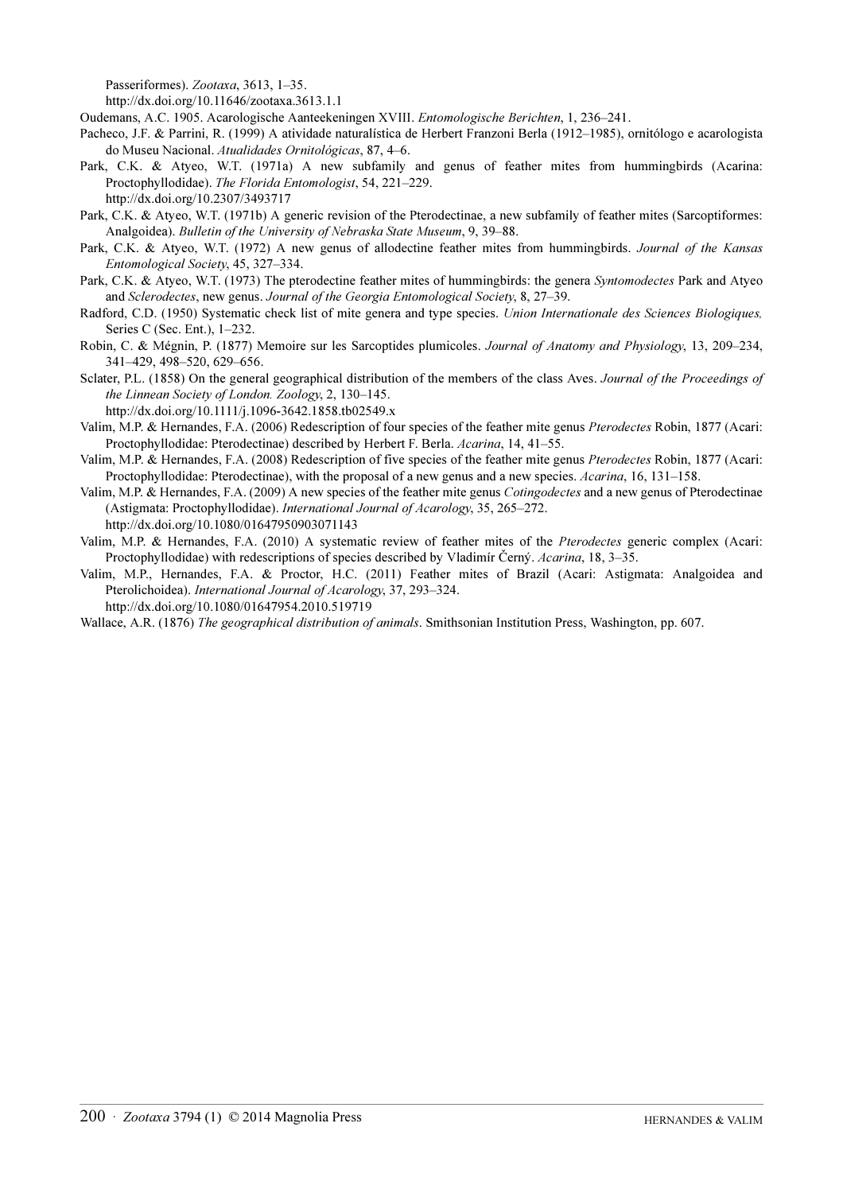Passeriformes). *Zootaxa*, 3613, 1–35.
http://dx.doi.org/10.11646/zootaxa.3613.1.1

Oudemans, A.C. 1905. Acarologische Aanteekeningen XVIII. *Entomologische Berichten*, 1, 236–241.

Pacheco, J.F. & Parrini, R. (1999) A atividade naturalística de Herbert Franzoni Berla (1912–1985), ornitólogo e acarologista do Museu Nacional. *Atualidades Ornitológicas*, 87, 4–6.

Park, C.K. & Atyeo, W.T. (1971a) A new subfamily and genus of feather mites from hummingbirds (Acarina: Proctophyllodidae). *The Florida Entomologist*, 54, 221–229.
http://dx.doi.org/10.2307/3493717

Park, C.K. & Atyeo, W.T. (1971b) A generic revision of the Pterodectinae, a new subfamily of feather mites (Sarcoptiformes: Analgoidea). *Bulletin of the University of Nebraska State Museum*, 9, 39–88.

Park, C.K. & Atyeo, W.T. (1972) A new genus of allodectine feather mites from hummingbirds. *Journal of the Kansas Entomological Society*, 45, 327–334.

Park, C.K. & Atyeo, W.T. (1973) The pterodectine feather mites of hummingbirds: the genera *Syntomodectes* Park and Atyeo and *Sclerodectes*, new genus. *Journal of the Georgia Entomological Society*, 8, 27–39.

Radford, C.D. (1950) Systematic check list of mite genera and type species. *Union Internationale des Sciences Biologiques,* Series C (Sec. Ent.), 1–232.

Robin, C. & Mégnin, P. (1877) Memoire sur les Sarcoptides plumicoles. *Journal of Anatomy and Physiology*, 13, 209–234, 341–429, 498–520, 629–656.

Sclater, P.L. (1858) On the general geographical distribution of the members of the class Aves. *Journal of the Proceedings of the Linnean Society of London. Zoology*, 2, 130–145.
http://dx.doi.org/10.1111/j.1096-3642.1858.tb02549.x

Valim, M.P. & Hernandes, F.A. (2006) Redescription of four species of the feather mite genus *Pterodectes* Robin, 1877 (Acari: Proctophyllodidae: Pterodectinae) described by Herbert F. Berla. *Acarina*, 14, 41–55.

Valim, M.P. & Hernandes, F.A. (2008) Redescription of five species of the feather mite genus *Pterodectes* Robin, 1877 (Acari: Proctophyllodidae: Pterodectinae), with the proposal of a new genus and a new species. *Acarina*, 16, 131–158.

Valim, M.P. & Hernandes, F.A. (2009) A new species of the feather mite genus *Cotingodectes* and a new genus of Pterodectinae (Astigmata: Proctophyllodidae). *International Journal of Acarology*, 35, 265–272.
http://dx.doi.org/10.1080/01647950903071143

Valim, M.P. & Hernandes, F.A. (2010) A systematic review of feather mites of the *Pterodectes* generic complex (Acari: Proctophyllodidae) with redescriptions of species described by Vladimír Černý. *Acarina*, 18, 3–35.

Valim, M.P., Hernandes, F.A. & Proctor, H.C. (2011) Feather mites of Brazil (Acari: Astigmata: Analgoidea and Pterolichoidea). *International Journal of Acarology*, 37, 293–324.
http://dx.doi.org/10.1080/01647954.2010.519719

Wallace, A.R. (1876) *The geographical distribution of animals*. Smithsonian Institution Press, Washington, pp. 607.